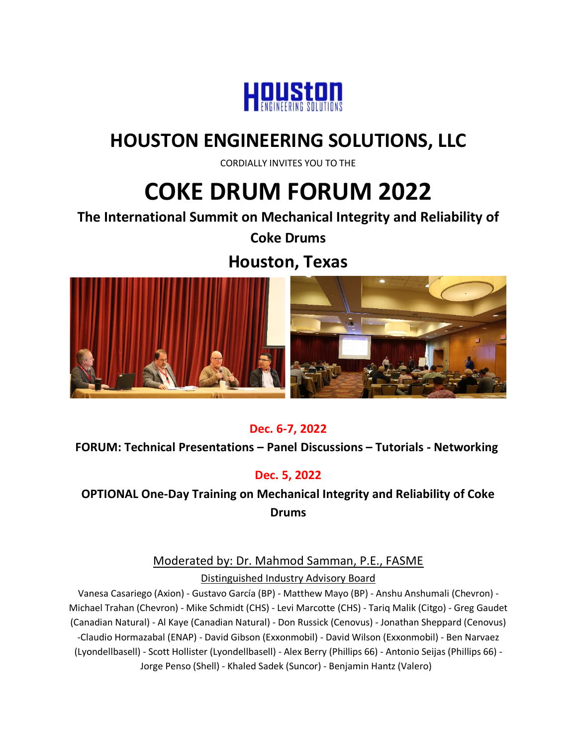# HOUSTON ENGINEERING SOLUTIONS, LLC

CORDIALLY INVITES YOU TO THE

# COKE DRUM FORUM 2022

## The International Summit on Mechanical Integrity and Reliability of Coke Drums

## Houston, Texas

**Dec. 6-7, 2022**

**FORUM: Technical Presentations – Panel Discussions – Tutorials - Networking**

**Dec. 5, 2022**

**OPTIONAL One-Day Training on Mechanical Integrity and Reliability of Coke Drums**

Moderated by: Dr. Mahmod Samman, P.E., FASME

Distinguished Industry Advisory Board

Vanesa Casariego (Axion) - Gustavo García (BP) - Matthew Mayo (BP) - Anshu Anshumali (Chevron) - Michael Trahan (Chevron) - Mike Schmidt (CHS) - Levi Marcotte (CHS) - Tariq Malik (Citgo) - Greg Gaudet (Canadian Natural) - Al Kaye (Canadian Natural) - Don Russick (Cenovus) - Jonathan Sheppard (Cenovus) -Claudio Hormazabal (ENAP) - David Gibson (Exxonmobil) - David Wilson (Exxonmobil) - Ben Narvaez (Lyondellbasell) - Scott Hollister (Lyondellbasell) - Alex Berry (Phillips 66) - Antonio Seijas (Phillips 66) - Jorge Penso (Shell) - Khaled Sadek (Suncor) - Benjamin Hantz (Valero)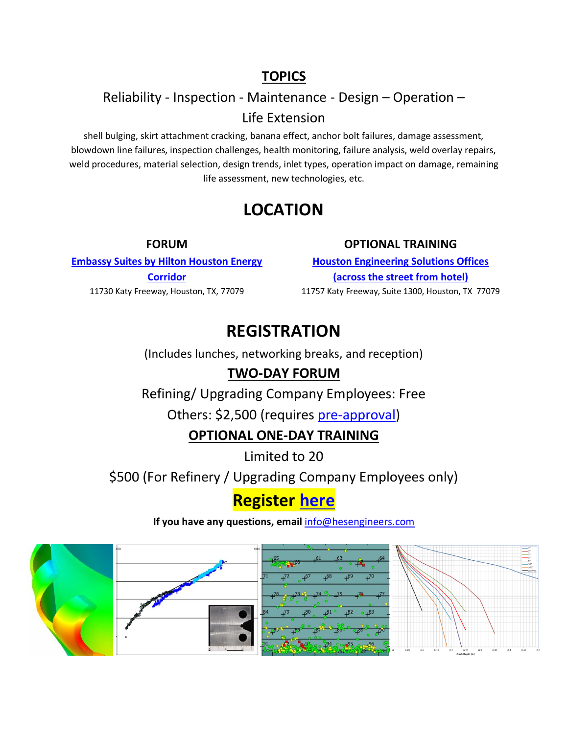## TOPICS

Reliability - Inspection - Maintenance - Design – Operation – Life Extension

shell bulging, skirt attachment cracking, banana effect, anchor bolt failures, damage assessment, blowdown line failures, inspection challenges, health monitoring, failure analysis, weld overlay repairs, weld procedures, material selection, design trends, inlet types, operation impact on damage, remaining life assessment, new technologies, etc.

# LOCATION

### FORUM

**Embassy Suites by Hilton Houston Energy Corridor**

11730 Katy Freeway, Houston, TX, 77079

### OPTIONAL TRAINING

**Houston Engineering Solutions Offices (across the street from hotel)**

11757 Katy Freeway, Suite 1300, Houston, TX 77079

# REGISTRATION

(Includes lunches, networking breaks, and reception)

## TWO-DAY FORUM

Refining/ Upgrading Company Employees: Free

Others: $2,500 (requires pre-approval)

## OPTIONAL ONE-DAY TRAINING

Limited to 20

$500 (For Refinery / Upgrading Company Employees only)

## Register here

**If you have any questions, email** info@hesengineers.com